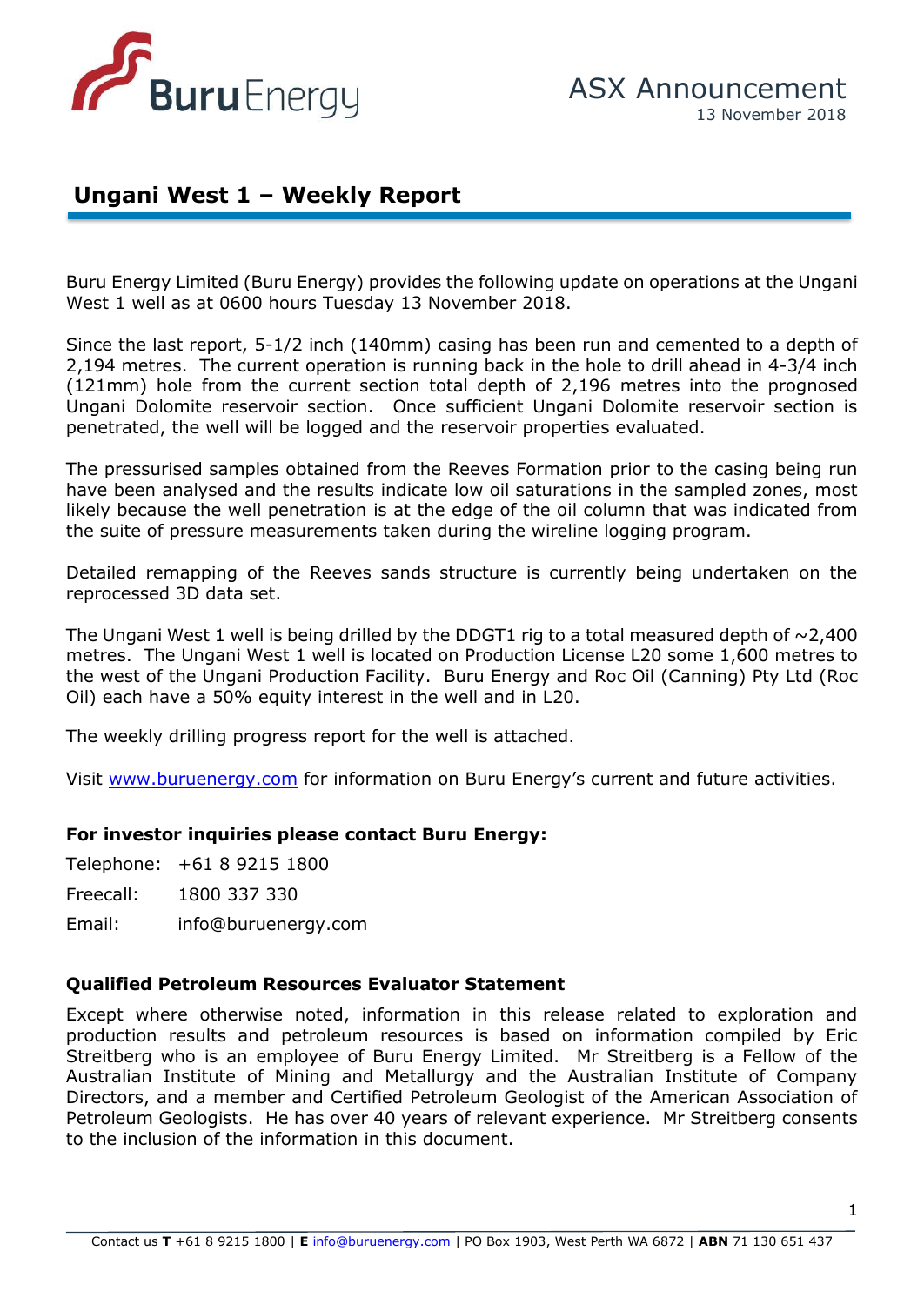ASX Announcement
13 November 2018

# Ungani West 1 – Weekly Report

Buru Energy Limited (Buru Energy) provides the following update on operations at the Ungani West 1 well as at 0600 hours Tuesday 13 November 2018.

Since the last report, 5-1/2 inch (140mm) casing has been run and cemented to a depth of 2,194 metres. The current operation is running back in the hole to drill ahead in 4-3/4 inch (121mm) hole from the current section total depth of 2,196 metres into the prognosed Ungani Dolomite reservoir section. Once sufficient Ungani Dolomite reservoir section is penetrated, the well will be logged and the reservoir properties evaluated.

The pressurised samples obtained from the Reeves Formation prior to the casing being run have been analysed and the results indicate low oil saturations in the sampled zones, most likely because the well penetration is at the edge of the oil column that was indicated from the suite of pressure measurements taken during the wireline logging program.

Detailed remapping of the Reeves sands structure is currently being undertaken on the reprocessed 3D data set.

The Ungani West 1 well is being drilled by the DDGT1 rig to a total measured depth of ~2,400 metres. The Ungani West 1 well is located on Production License L20 some 1,600 metres to the west of the Ungani Production Facility. Buru Energy and Roc Oil (Canning) Pty Ltd (Roc Oil) each have a 50% equity interest in the well and in L20.

The weekly drilling progress report for the well is attached.

Visit www.buruenergy.com for information on Buru Energy's current and future activities.

**For investor inquiries please contact Buru Energy:**

Telephone: +61 8 9215 1800

Freecall: 1800 337 330

Email: info@buruenergy.com

**Qualified Petroleum Resources Evaluator Statement**

Except where otherwise noted, information in this release related to exploration and production results and petroleum resources is based on information compiled by Eric Streitberg who is an employee of Buru Energy Limited. Mr Streitberg is a Fellow of the Australian Institute of Mining and Metallurgy and the Australian Institute of Company Directors, and a member and Certified Petroleum Geologist of the American Association of Petroleum Geologists. He has over 40 years of relevant experience. Mr Streitberg consents to the inclusion of the information in this document.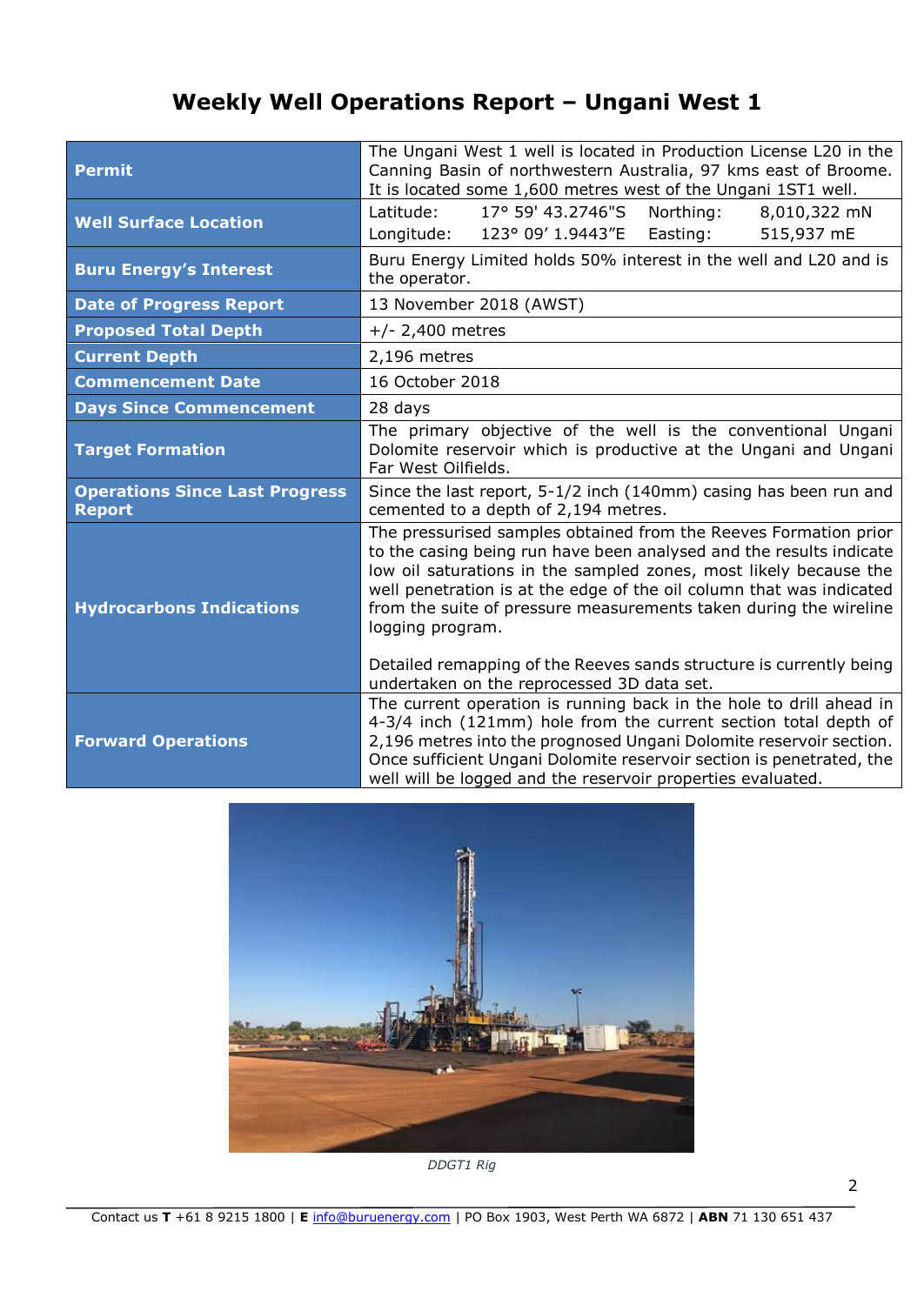# Weekly Well Operations Report – Ungani West 1

| | |
|---|---|
| **Permit** | The Ungani West 1 well is located in Production License L20 in the Canning Basin of northwestern Australia, 97 kms east of Broome. It is located some 1,600 metres west of the Ungani 1ST1 well. |
| **Well Surface Location** | Latitude: 17° 59' 43.2746"S Northing: 8,010,322 mN<br>Longitude: 123° 09' 1.9443"E Easting: 515,937 mE |
| **Buru Energy's Interest** | Buru Energy Limited holds 50% interest in the well and L20 and is the operator. |
| **Date of Progress Report** | 13 November 2018 (AWST) |
| **Proposed Total Depth** | +/- 2,400 metres |
| **Current Depth** | 2,196 metres |
| **Commencement Date** | 16 October 2018 |
| **Days Since Commencement** | 28 days |
| **Target Formation** | The primary objective of the well is the conventional Ungani Dolomite reservoir which is productive at the Ungani and Ungani Far West Oilfields. |
| **Operations Since Last Progress Report** | Since the last report, 5-1/2 inch (140mm) casing has been run and cemented to a depth of 2,194 metres. |
| **Hydrocarbons Indications** | The pressurised samples obtained from the Reeves Formation prior to the casing being run have been analysed and the results indicate low oil saturations in the sampled zones, most likely because the well penetration is at the edge of the oil column that was indicated from the suite of pressure measurements taken during the wireline logging program.<br><br>Detailed remapping of the Reeves sands structure is currently being undertaken on the reprocessed 3D data set. |
| **Forward Operations** | The current operation is running back in the hole to drill ahead in 4-3/4 inch (121mm) hole from the current section total depth of 2,196 metres into the prognosed Ungani Dolomite reservoir section. Once sufficient Ungani Dolomite reservoir section is penetrated, the well will be logged and the reservoir properties evaluated. |

*DDGT1 Rig*

Contact us **T** +61 8 9215 1800 | **E** info@buruenergy.com | PO Box 1903, West Perth WA 6872 | **ABN** 71 130 651 437